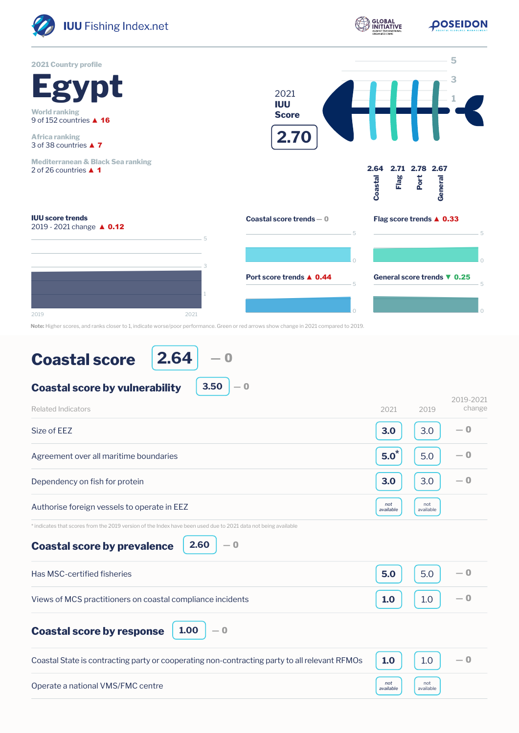IUU Fishing Index.net

GLOBAL INITIATIVE AGAINST TRANSNATIONAL ORGANIZED CRIME

POSEIDON AQUATIC RESOURCE MANAGEMENT

2021 Country profile

# Egypt

World ranking
9 of 152 countries ▲ 16

Africa ranking
3 of 38 countries ▲ 7

Mediterranean & Black Sea ranking
2 of 26 countries ▲ 1

2021 **IUU Score**

**2.70**

| Coastal | Flag | Port | General |
|---|---|---|---|
| 2.64 | 2.71 | 2.78 | 2.67 |

**IUU score trends**
2019 - 2021 change ▲ **0.12**

**Coastal score trends** — 0

**Flag score trends** ▲ **0.33**

**Port score trends** ▲ **0.44**

**General score trends** ▼ **0.25**

**Note:** Higher scores, and ranks closer to 1, indicate worse/poor performance. Green or red arrows show change in 2021 compared to 2019.

## Coastal score 2.64 — 0

### Coastal score by vulnerability 3.50 — 0

| Related Indicators | 2021 | 2019 | 2019-2021 change |
|---|---|---|---|
| Size of EEZ | 3.0 | 3.0 | — 0 |
| Agreement over all maritime boundaries | 5.0* | 5.0 | — 0 |
| Dependency on fish for protein | 3.0 | 3.0 | — 0 |
| Authorise foreign vessels to operate in EEZ | not available | not available | |

* indicates that scores from the 2019 version of the Index have been used due to 2021 data not being available

### Coastal score by prevalence 2.60 — 0

| Related Indicators | 2021 | 2019 | 2019-2021 change |
|---|---|---|---|
| Has MSC-certified fisheries | 5.0 | 5.0 | — 0 |
| Views of MCS practitioners on coastal compliance incidents | 1.0 | 1.0 | — 0 |

### Coastal score by response 1.00 — 0

| Related Indicators | 2021 | 2019 | 2019-2021 change |
|---|---|---|---|
| Coastal State is contracting party or cooperating non-contracting party to all relevant RFMOs | 1.0 | 1.0 | — 0 |
| Operate a national VMS/FMC centre | not available | not available | |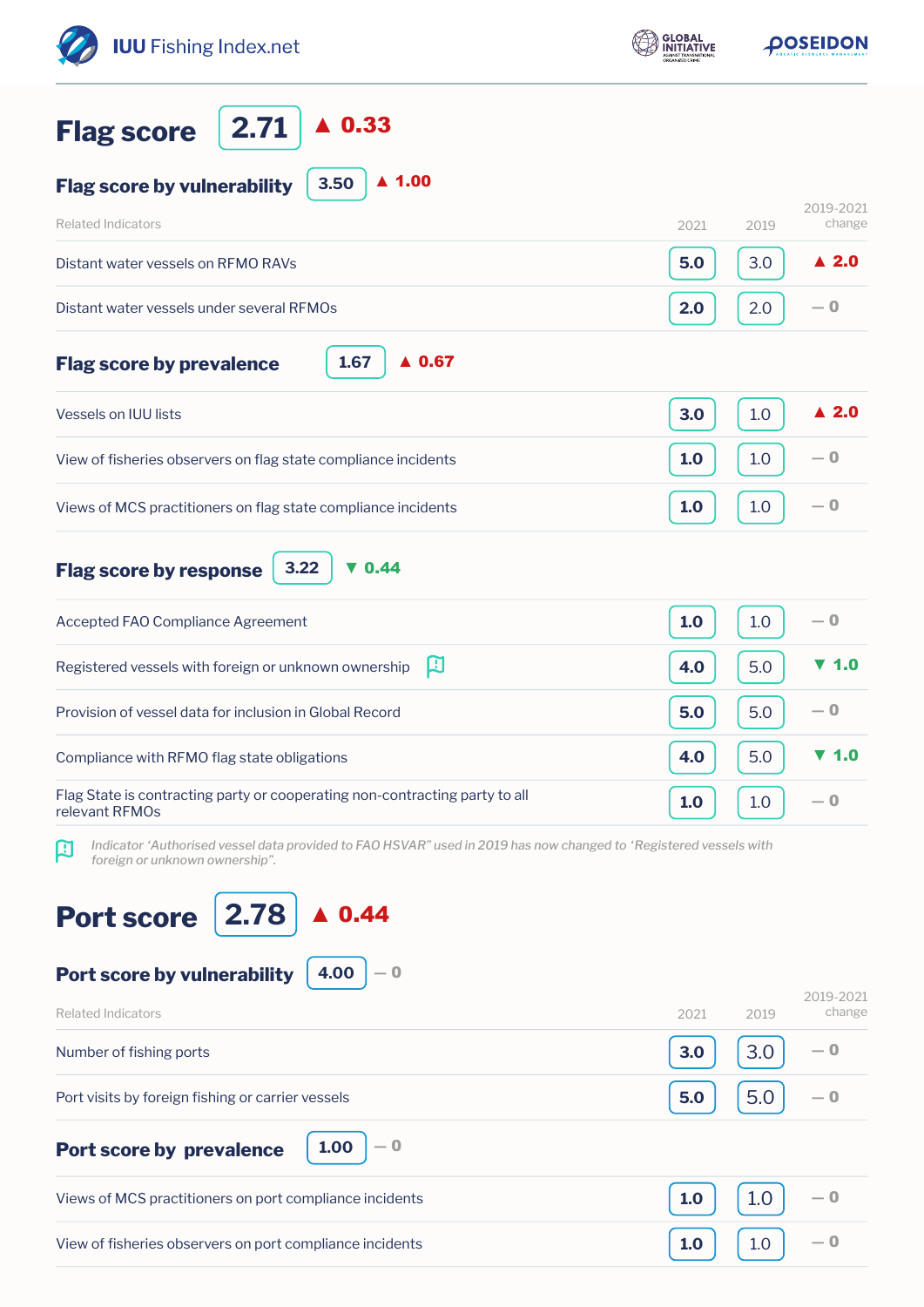## Flag score 2.71 ▲ 0.33

### Flag score by vulnerability 3.50 ▲ 1.00

| Related Indicators | 2021 | 2019 | 2019-2021 change |
|---|---|---|---|
| Distant water vessels on RFMO RAVs | 5.0 | 3.0 | ▲ 2.0 |
| Distant water vessels under several RFMOs | 2.0 | 2.0 | — 0 |

### Flag score by prevalence 1.67 ▲ 0.67

| Related Indicators | 2021 | 2019 | 2019-2021 change |
|---|---|---|---|
| Vessels on IUU lists | 3.0 | 1.0 | ▲ 2.0 |
| View of fisheries observers on flag state compliance incidents | 1.0 | 1.0 | — 0 |
| Views of MCS practitioners on flag state compliance incidents | 1.0 | 1.0 | — 0 |

### Flag score by response 3.22 ▼ 0.44

| Related Indicators | 2021 | 2019 | 2019-2021 change |
|---|---|---|---|
| Accepted FAO Compliance Agreement | 1.0 | 1.0 | — 0 |
| Registered vessels with foreign or unknown ownership (!) | 4.0 | 5.0 | ▼ 1.0 |
| Provision of vessel data for inclusion in Global Record | 5.0 | 5.0 | — 0 |
| Compliance with RFMO flag state obligations | 4.0 | 5.0 | ▼ 1.0 |
| Flag State is contracting party or cooperating non-contracting party to all relevant RFMOs | 1.0 | 1.0 | — 0 |

*Indicator 'Authorised vessel data provided to FAO HSVAR" used in 2019 has now changed to 'Registered vessels with foreign or unknown ownership".*

## Port score 2.78 ▲ 0.44

### Port score by vulnerability 4.00 — 0

| Related Indicators | 2021 | 2019 | 2019-2021 change |
|---|---|---|---|
| Number of fishing ports | 3.0 | 3.0 | — 0 |
| Port visits by foreign fishing or carrier vessels | 5.0 | 5.0 | — 0 |

### Port score by prevalence 1.00 — 0

| Related Indicators | 2021 | 2019 | 2019-2021 change |
|---|---|---|---|
| Views of MCS practitioners on port compliance incidents | 1.0 | 1.0 | — 0 |
| View of fisheries observers on port compliance incidents | 1.0 | 1.0 | — 0 |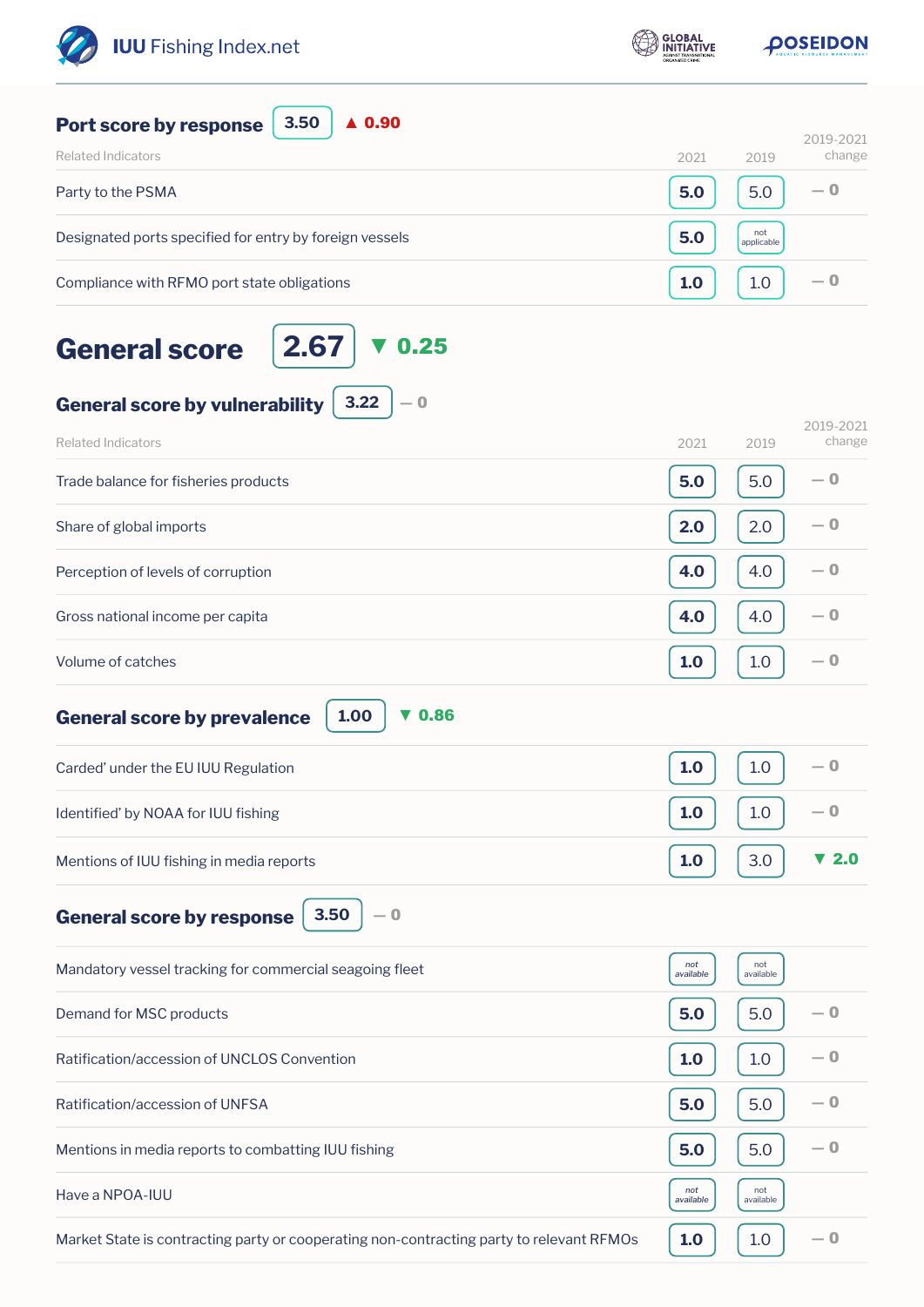## Port score by response 3.50 ▲ 0.90

| Related Indicators | 2021 | 2019 | 2019-2021 change |
| --- | --- | --- | --- |
| Party to the PSMA | 5.0 | 5.0 | — 0 |
| Designated ports specified for entry by foreign vessels | 5.0 | not applicable | |
| Compliance with RFMO port state obligations | 1.0 | 1.0 | — 0 |

# General score 2.67 ▼ 0.25

## General score by vulnerability 3.22 — 0

| Related Indicators | 2021 | 2019 | 2019-2021 change |
| --- | --- | --- | --- |
| Trade balance for fisheries products | 5.0 | 5.0 | — 0 |
| Share of global imports | 2.0 | 2.0 | — 0 |
| Perception of levels of corruption | 4.0 | 4.0 | — 0 |
| Gross national income per capita | 4.0 | 4.0 | — 0 |
| Volume of catches | 1.0 | 1.0 | — 0 |

## General score by prevalence 1.00 ▼ 0.86

| Related Indicators | 2021 | 2019 | 2019-2021 change |
| --- | --- | --- | --- |
| Carded' under the EU IUU Regulation | 1.0 | 1.0 | — 0 |
| Identified' by NOAA for IUU fishing | 1.0 | 1.0 | — 0 |
| Mentions of IUU fishing in media reports | 1.0 | 3.0 | ▼ 2.0 |

## General score by response 3.50 — 0

| Related Indicators | 2021 | 2019 | 2019-2021 change |
| --- | --- | --- | --- |
| Mandatory vessel tracking for commercial seagoing fleet | not available | not available | |
| Demand for MSC products | 5.0 | 5.0 | — 0 |
| Ratification/accession of UNCLOS Convention | 1.0 | 1.0 | — 0 |
| Ratification/accession of UNFSA | 5.0 | 5.0 | — 0 |
| Mentions in media reports to combatting IUU fishing | 5.0 | 5.0 | — 0 |
| Have a NPOA-IUU | not available | not available | |
| Market State is contracting party or cooperating non-contracting party to relevant RFMOs | 1.0 | 1.0 | — 0 |